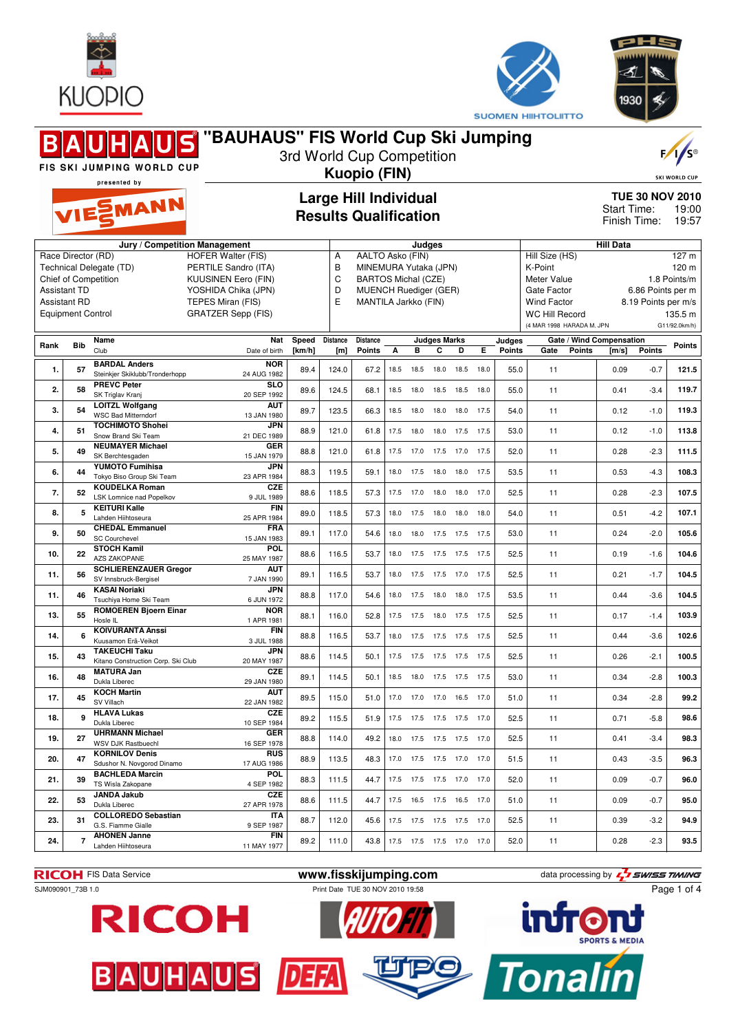# "BAUHAUS" FIS World Cup Ski Jumping

3rd World Cup Competition

**Kuopio (FIN)**

## Large Hill Individual
## Results Qualification

**TUE 30 NOV 2010**
Start Time: 19:00
Finish Time: 19:57

| Jury / Competition Management | | Judges | | Hill Data | |
|---|---|---|---|---|---|
| Race Director (RD) | HOFER Walter (FIS) | A | AALTO Asko (FIN) | Hill Size (HS) | 127 m |
| Technical Delegate (TD) | PERTILE Sandro (ITA) | B | MINEMURA Yutaka (JPN) | K-Point | 120 m |
| Chief of Competition | KUUSINEN Eero (FIN) | C | BARTOS Michal (CZE) | Meter Value | 1.8 Points/m |
| Assistant TD | YOSHIDA Chika (JPN) | D | MUENCH Ruediger (GER) | Gate Factor | 6.86 Points per m |
| Assistant RD | TEPES Miran (FIS) | E | MANTILA Jarkko (FIN) | Wind Factor | 8.19 Points per m/s |
| Equipment Control | GRATZER Sepp (FIS) | | | WC Hill Record | 135.5 m |
| | | | | (4 MAR 1998 HARADA M. JPN) | G11/92.0km/h) |

| Rank | Bib | Name / Club | Nat / Date of birth | Speed [km/h] | Distance [m] | Distance Points | A | B | C | D | E | Judges Points | Gate | Gate Points | Wind [m/s] | Wind Points | Points |
|---|---|---|---|---|---|---|---|---|---|---|---|---|---|---|---|---|---|
| 1. | 57 | BARDAL Anders / Steinkjer Skiklubb/Tronderhopp | NOR / 24 AUG 1982 | 89.4 | 124.0 | 67.2 | 18.5 | 18.5 | 18.0 | 18.5 | 18.0 | 55.0 | 11 | | 0.09 | -0.7 | 121.5 |
| 2. | 58 | PREVC Peter / SK Triglav Kranj | SLO / 20 SEP 1992 | 89.6 | 124.5 | 68.1 | 18.5 | 18.0 | 18.5 | 18.5 | 18.0 | 55.0 | 11 | | 0.41 | -3.4 | 119.7 |
| 3. | 54 | LOITZL Wolfgang / WSC Bad Mitterndorf | AUT / 13 JAN 1980 | 89.7 | 123.5 | 66.3 | 18.5 | 18.0 | 18.0 | 18.0 | 17.5 | 54.0 | 11 | | 0.12 | -1.0 | 119.3 |
| 4. | 51 | TOCHIMOTO Shohei / Snow Brand Ski Team | JPN / 21 DEC 1989 | 88.9 | 121.0 | 61.8 | 17.5 | 18.0 | 18.0 | 17.5 | 17.5 | 53.0 | 11 | | 0.12 | -1.0 | 113.8 |
| 5. | 49 | NEUMAYER Michael / SK Berchtesgaden | GER / 15 JAN 1979 | 88.8 | 121.0 | 61.8 | 17.5 | 17.0 | 17.5 | 17.0 | 17.5 | 52.0 | 11 | | 0.28 | -2.3 | 111.5 |
| 6. | 44 | YUMOTO Fumihisa / Tokyo Biso Group Ski Team | JPN / 23 APR 1984 | 88.3 | 119.5 | 59.1 | 18.0 | 17.5 | 18.0 | 18.0 | 17.5 | 53.5 | 11 | | 0.53 | -4.3 | 108.3 |
| 7. | 52 | KOUDELKA Roman / LSK Lomnice nad Popelkov | CZE / 9 JUL 1989 | 88.6 | 118.5 | 57.3 | 17.5 | 17.0 | 18.0 | 18.0 | 17.0 | 52.5 | 11 | | 0.28 | -2.3 | 107.5 |
| 8. | 5 | KEITURI Kalle / Lahden Hiihtoseura | FIN / 25 APR 1984 | 89.0 | 118.5 | 57.3 | 18.0 | 17.5 | 18.0 | 18.0 | 18.0 | 54.0 | 11 | | 0.51 | -4.2 | 107.1 |
| 9. | 50 | CHEDAL Emmanuel / SC Courchevel | FRA / 15 JAN 1983 | 89.1 | 117.0 | 54.6 | 18.0 | 18.0 | 17.5 | 17.5 | 17.5 | 53.0 | 11 | | 0.24 | -2.0 | 105.6 |
| 10. | 22 | STOCH Kamil / AZS ZAKOPANE | POL / 25 MAY 1987 | 88.6 | 116.5 | 53.7 | 18.0 | 17.5 | 17.5 | 17.5 | 17.5 | 52.5 | 11 | | 0.19 | -1.6 | 104.6 |
| 11. | 56 | SCHLIERENZAUER Gregor / SV Innsbruck-Bergisel | AUT / 7 JAN 1990 | 89.1 | 116.5 | 53.7 | 18.0 | 17.5 | 17.5 | 17.0 | 17.5 | 52.5 | 11 | | 0.21 | -1.7 | 104.5 |
| 11. | 46 | KASAI Noriaki / Tsuchiya Home Ski Team | JPN / 6 JUN 1972 | 88.8 | 117.0 | 54.6 | 18.0 | 17.5 | 18.0 | 18.0 | 17.5 | 53.5 | 11 | | 0.44 | -3.6 | 104.5 |
| 13. | 55 | ROMOEREN Bjoern Einar / Hosle IL | NOR / 1 APR 1981 | 88.1 | 116.0 | 52.8 | 17.5 | 17.5 | 18.0 | 17.5 | 17.5 | 52.5 | 11 | | 0.17 | -1.4 | 103.9 |
| 14. | 6 | KOIVURANTA Anssi / Kuusamon Erä-Veikot | FIN / 3 JUL 1988 | 88.8 | 116.5 | 53.7 | 18.0 | 17.5 | 17.5 | 17.5 | 17.5 | 52.5 | 11 | | 0.44 | -3.6 | 102.6 |
| 15. | 43 | TAKEUCHI Taku / Kitano Construction Corp. Ski Club | JPN / 20 MAY 1987 | 88.6 | 114.5 | 50.1 | 17.5 | 17.5 | 17.5 | 17.5 | 17.5 | 52.5 | 11 | | 0.26 | -2.1 | 100.5 |
| 16. | 48 | MATURA Jan / Dukla Liberec | CZE / 29 JAN 1980 | 89.1 | 114.5 | 50.1 | 18.5 | 18.0 | 17.5 | 17.5 | 17.5 | 53.0 | 11 | | 0.34 | -2.8 | 100.3 |
| 17. | 45 | KOCH Martin / SV Villach | AUT / 22 JAN 1982 | 89.5 | 115.0 | 51.0 | 17.0 | 17.0 | 17.0 | 16.5 | 17.0 | 51.0 | 11 | | 0.34 | -2.8 | 99.2 |
| 18. | 9 | HLAVA Lukas / Dukla Liberec | CZE / 10 SEP 1984 | 89.2 | 115.5 | 51.9 | 17.5 | 17.5 | 17.5 | 17.5 | 17.0 | 52.5 | 11 | | 0.71 | -5.8 | 98.6 |
| 19. | 27 | UHRMANN Michael / WSV DJK Rastbuechl | GER / 16 SEP 1978 | 88.8 | 114.0 | 49.2 | 18.0 | 17.5 | 17.5 | 17.5 | 17.0 | 52.5 | 11 | | 0.41 | -3.4 | 98.3 |
| 20. | 47 | KORNILOV Denis / Sdushor N. Novgorod Dinamo | RUS / 17 AUG 1986 | 88.9 | 113.5 | 48.3 | 17.0 | 17.5 | 17.5 | 17.0 | 17.0 | 51.5 | 11 | | 0.43 | -3.5 | 96.3 |
| 21. | 39 | BACHLEDA Marcin / TS Wisla Zakopane | POL / 4 SEP 1982 | 88.3 | 111.5 | 44.7 | 17.5 | 17.5 | 17.5 | 17.0 | 17.0 | 52.0 | 11 | | 0.09 | -0.7 | 96.0 |
| 22. | 53 | JANDA Jakub / Dukla Liberec | CZE / 27 APR 1978 | 88.6 | 111.5 | 44.7 | 17.5 | 16.5 | 17.5 | 16.5 | 17.0 | 51.0 | 11 | | 0.09 | -0.7 | 95.0 |
| 23. | 31 | COLLOREDO Sebastian / G.S. Fiamme Gialle | ITA / 9 SEP 1987 | 88.7 | 112.0 | 45.6 | 17.5 | 17.5 | 17.5 | 17.5 | 17.0 | 52.5 | 11 | | 0.39 | -3.2 | 94.9 |
| 24. | 7 | AHONEN Janne / Lahden Hiihtoseura | FIN / 11 MAY 1977 | 89.2 | 111.0 | 43.8 | 17.5 | 17.5 | 17.5 | 17.0 | 17.0 | 52.0 | 11 | | 0.28 | -2.3 | 93.5 |

RICOH FIS Data Service — www.fisskijumping.com — data processing by SWISS TIMING

SJM090901_73B 1.0 — Print Date TUE 30 NOV 2010 19:58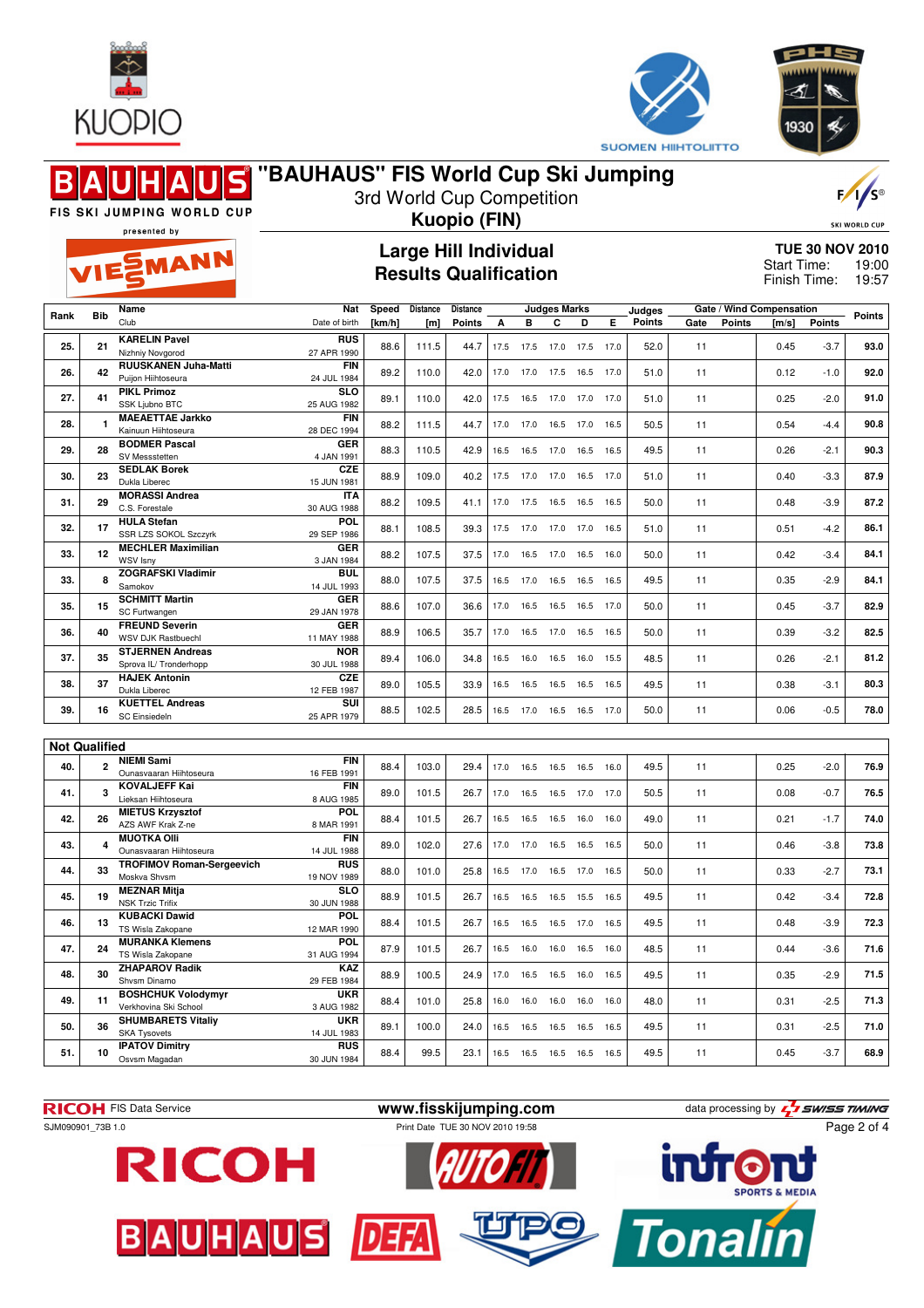# "BAUHAUS" FIS World Cup Ski Jumping

3rd World Cup Competition

**Kuopio (FIN)**

FIS SKI JUMPING WORLD CUP presented by VIESSMANN

## Large Hill Individual
## Results Qualification

**TUE 30 NOV 2010**
Start Time: 19:00
Finish Time: 19:57

| Rank | Bib | Name / Club | Nat / Date of birth | Speed [km/h] | Distance [m] | Distance Points | A | B | C | D | E | Judges Points | Gate | Gate Points | Wind [m/s] | Wind Points | Points |
|---|---|---|---|---|---|---|---|---|---|---|---|---|---|---|---|---|---|
| 25. | 21 | KARELIN Pavel / Nizhniy Novgorod | RUS / 27 APR 1990 | 88.6 | 111.5 | 44.7 | 17.5 | 17.5 | 17.0 | 17.5 | 17.0 | 52.0 | 11 | | 0.45 | -3.7 | 93.0 |
| 26. | 42 | RUUSKANEN Juha-Matti / Puijon Hiihtoseura | FIN / 24 JUL 1984 | 89.2 | 110.0 | 42.0 | 17.0 | 17.0 | 17.5 | 16.5 | 17.0 | 51.0 | 11 | | 0.12 | -1.0 | 92.0 |
| 27. | 41 | PIKL Primoz / SSK Ljubno BTC | SLO / 25 AUG 1982 | 89.1 | 110.0 | 42.0 | 17.5 | 16.5 | 17.0 | 17.0 | 17.0 | 51.0 | 11 | | 0.25 | -2.0 | 91.0 |
| 28. | 1 | MAEAETTAE Jarkko / Kainuun Hiihtoseura | FIN / 28 DEC 1994 | 88.2 | 111.5 | 44.7 | 17.0 | 17.0 | 16.5 | 17.0 | 16.5 | 50.5 | 11 | | 0.54 | -4.4 | 90.8 |
| 29. | 28 | BODMER Pascal / SV Messstetten | GER / 4 JAN 1991 | 88.3 | 110.5 | 42.9 | 16.5 | 16.5 | 17.0 | 16.5 | 16.5 | 49.5 | 11 | | 0.26 | -2.1 | 90.3 |
| 30. | 23 | SEDLAK Borek / Dukla Liberec | CZE / 15 JUN 1981 | 88.9 | 109.0 | 40.2 | 17.5 | 17.0 | 17.0 | 16.5 | 17.0 | 51.0 | 11 | | 0.40 | -3.3 | 87.9 |
| 31. | 29 | MORASSI Andrea / C.S. Forestale | ITA / 30 AUG 1988 | 88.2 | 109.5 | 41.1 | 17.0 | 17.5 | 16.5 | 16.5 | 16.5 | 50.0 | 11 | | 0.48 | -3.9 | 87.2 |
| 32. | 17 | HULA Stefan / SSR LZS SOKOL Szczyrk | POL / 29 SEP 1986 | 88.1 | 108.5 | 39.3 | 17.5 | 17.0 | 17.0 | 17.0 | 16.5 | 51.0 | 11 | | 0.51 | -4.2 | 86.1 |
| 33. | 12 | MECHLER Maximilian / WSV Isny | GER / 3 JAN 1984 | 88.2 | 107.5 | 37.5 | 17.0 | 16.5 | 17.0 | 16.5 | 16.0 | 50.0 | 11 | | 0.42 | -3.4 | 84.1 |
| 33. | 8 | ZOGRAFSKI Vladimir / Samokov | BUL / 14 JUL 1993 | 88.0 | 107.5 | 37.5 | 16.5 | 17.0 | 16.5 | 16.5 | 16.5 | 49.5 | 11 | | 0.35 | -2.9 | 84.1 |
| 35. | 15 | SCHMITT Martin / SC Furtwangen | GER / 29 JAN 1978 | 88.6 | 107.0 | 36.6 | 17.0 | 16.5 | 16.5 | 16.5 | 17.0 | 50.0 | 11 | | 0.45 | -3.7 | 82.9 |
| 36. | 40 | FREUND Severin / WSV DJK Rastbuechl | GER / 11 MAY 1988 | 88.9 | 106.5 | 35.7 | 17.0 | 16.5 | 17.0 | 16.5 | 16.5 | 50.0 | 11 | | 0.39 | -3.2 | 82.5 |
| 37. | 35 | STJERNEN Andreas / Sprova IL/ Tronderhopp | NOR / 30 JUL 1988 | 89.4 | 106.0 | 34.8 | 16.5 | 16.0 | 16.5 | 16.0 | 15.5 | 48.5 | 11 | | 0.26 | -2.1 | 81.2 |
| 38. | 37 | HAJEK Antonin / Dukla Liberec | CZE / 12 FEB 1987 | 89.0 | 105.5 | 33.9 | 16.5 | 16.5 | 16.5 | 16.5 | 16.5 | 49.5 | 11 | | 0.38 | -3.1 | 80.3 |
| 39. | 16 | KUETTEL Andreas / SC Einsiedeln | SUI / 25 APR 1979 | 88.5 | 102.5 | 28.5 | 16.5 | 17.0 | 16.5 | 16.5 | 17.0 | 50.0 | 11 | | 0.06 | -0.5 | 78.0 |

**Not Qualified**

| Rank | Bib | Name / Club | Nat / Date of birth | Speed [km/h] | Distance [m] | Distance Points | A | B | C | D | E | Judges Points | Gate | Gate Points | Wind [m/s] | Wind Points | Points |
|---|---|---|---|---|---|---|---|---|---|---|---|---|---|---|---|---|---|
| 40. | 2 | NIEMI Sami / Ounasvaaran Hiihtoseura | FIN / 16 FEB 1991 | 88.4 | 103.0 | 29.4 | 17.0 | 16.5 | 16.5 | 16.5 | 16.0 | 49.5 | 11 | | 0.25 | -2.0 | 76.9 |
| 41. | 3 | KOVALJEFF Kai / Lieksan Hiihtoseura | FIN / 8 AUG 1985 | 89.0 | 101.5 | 26.7 | 17.0 | 16.5 | 16.5 | 17.0 | 17.0 | 50.5 | 11 | | 0.08 | -0.7 | 76.5 |
| 42. | 26 | MIETUS Krzysztof / AZS AWF Krak Z-ne | POL / 8 MAR 1991 | 88.4 | 101.5 | 26.7 | 16.5 | 16.5 | 16.5 | 16.0 | 16.0 | 49.0 | 11 | | 0.21 | -1.7 | 74.0 |
| 43. | 4 | MUOTKA Olli / Ounasvaaran Hiihtoseura | FIN / 14 JUL 1988 | 89.0 | 102.0 | 27.6 | 17.0 | 17.0 | 16.5 | 16.5 | 16.5 | 50.0 | 11 | | 0.46 | -3.8 | 73.8 |
| 44. | 33 | TROFIMOV Roman-Sergeevich / Moskva Shvsm | RUS / 19 NOV 1989 | 88.0 | 101.0 | 25.8 | 16.5 | 17.0 | 16.5 | 17.0 | 16.5 | 50.0 | 11 | | 0.33 | -2.7 | 73.1 |
| 45. | 19 | MEZNAR Mitja / NSK Trzic Trifix | SLO / 30 JUN 1988 | 88.9 | 101.5 | 26.7 | 16.5 | 16.5 | 16.5 | 15.5 | 16.5 | 49.5 | 11 | | 0.42 | -3.4 | 72.8 |
| 46. | 13 | KUBACKI Dawid / TS Wisla Zakopane | POL / 12 MAR 1990 | 88.4 | 101.5 | 26.7 | 16.5 | 16.5 | 16.5 | 17.0 | 16.5 | 49.5 | 11 | | 0.48 | -3.9 | 72.3 |
| 47. | 24 | MURANKA Klemens / TS Wisla Zakopane | POL / 31 AUG 1994 | 87.9 | 101.5 | 26.7 | 16.5 | 16.0 | 16.0 | 16.5 | 16.0 | 48.5 | 11 | | 0.44 | -3.6 | 71.6 |
| 48. | 30 | ZHAPAROV Radik / Shvsm Dinamo | KAZ / 29 FEB 1984 | 88.9 | 100.5 | 24.9 | 17.0 | 16.5 | 16.5 | 16.0 | 16.5 | 49.5 | 11 | | 0.35 | -2.9 | 71.5 |
| 49. | 11 | BOSHCHUK Volodymyr / Verkhovina Ski School | UKR / 3 AUG 1982 | 88.4 | 101.0 | 25.8 | 16.0 | 16.0 | 16.0 | 16.0 | 16.0 | 48.0 | 11 | | 0.31 | -2.5 | 71.3 |
| 50. | 36 | SHUMBARETS Vitaliy / SKA Tysovets | UKR / 14 JUL 1983 | 89.1 | 100.0 | 24.0 | 16.5 | 16.5 | 16.5 | 16.5 | 16.5 | 49.5 | 11 | | 0.31 | -2.5 | 71.0 |
| 51. | 10 | IPATOV Dimitry / Osvsm Magadan | RUS / 30 JUN 1984 | 88.4 | 99.5 | 23.1 | 16.5 | 16.5 | 16.5 | 16.5 | 16.5 | 49.5 | 11 | | 0.45 | -3.7 | 68.9 |

RICOH FIS Data Service — www.fisskijumping.com — data processing by SWISS TIMING

SJM090901_73B 1.0 — Print Date TUE 30 NOV 2010 19:58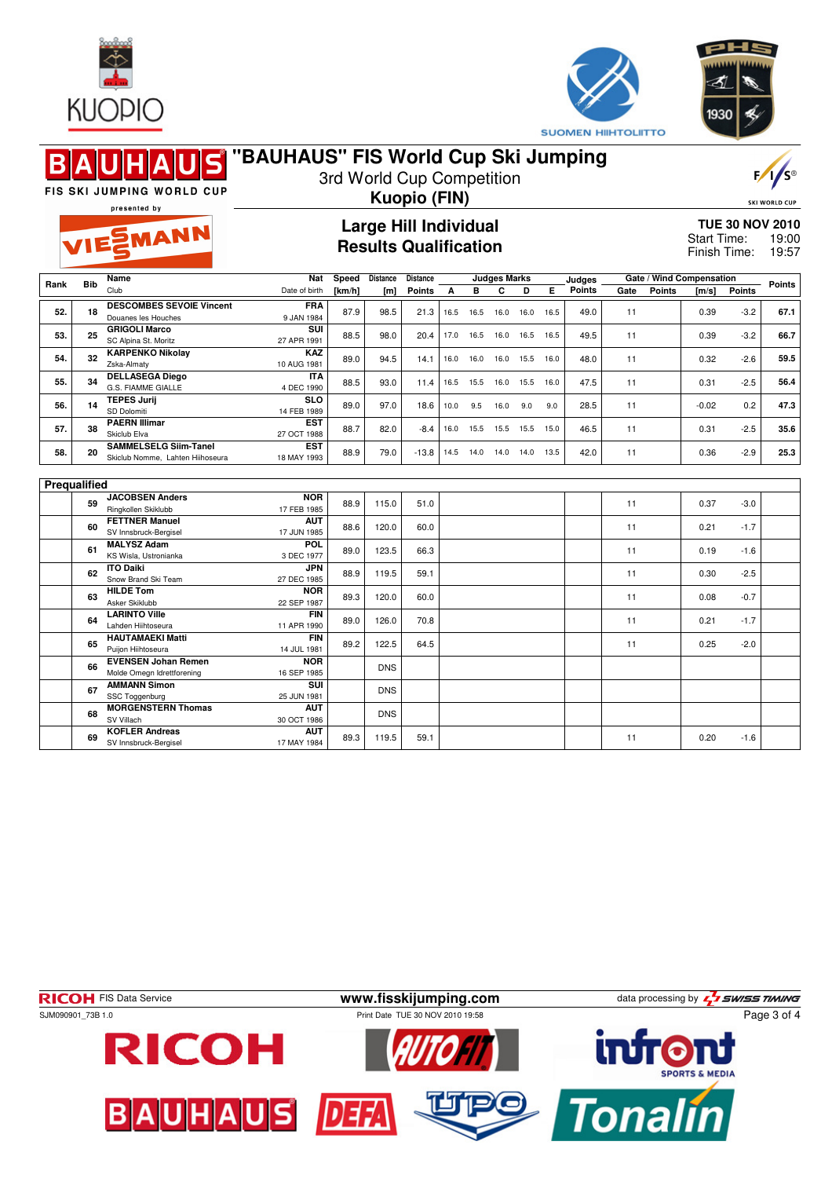# "BAUHAUS" FIS World Cup Ski Jumping

3rd World Cup Competition

**Kuopio (FIN)**

## Large Hill Individual
## Results Qualification

**TUE 30 NOV 2010**
Start Time: 19:00
Finish Time: 19:57

| Rank | Bib | Name / Club | Nat / Date of birth | Speed [km/h] | Distance [m] | Distance Points | A | B | C | D | E | Judges Points | Gate | Gate Points | Wind [m/s] | Wind Points | Points |
|---|---|---|---|---|---|---|---|---|---|---|---|---|---|---|---|---|---|
| 52. | 18 | **DESCOMBES SEVOIE Vincent** Douanes les Houches | **FRA** 9 JAN 1984 | 87.9 | 98.5 | 21.3 | 16.5 | 16.5 | 16.0 | 16.0 | 16.5 | 49.0 | 11 | | 0.39 | -3.2 | **67.1** |
| 53. | 25 | **GRIGOLI Marco** SC Alpina St. Moritz | **SUI** 27 APR 1991 | 88.5 | 98.0 | 20.4 | 17.0 | 16.5 | 16.0 | 16.5 | 16.5 | 49.5 | 11 | | 0.39 | -3.2 | **66.7** |
| 54. | 32 | **KARPENKO Nikolay** Zska-Almaty | **KAZ** 10 AUG 1981 | 89.0 | 94.5 | 14.1 | 16.0 | 16.0 | 16.0 | 15.5 | 16.0 | 48.0 | 11 | | 0.32 | -2.6 | **59.5** |
| 55. | 34 | **DELLASEGA Diego** G.S. FIAMME GIALLE | **ITA** 4 DEC 1990 | 88.5 | 93.0 | 11.4 | 16.5 | 15.5 | 16.0 | 15.5 | 16.0 | 47.5 | 11 | | 0.31 | -2.5 | **56.4** |
| 56. | 14 | **TEPES Jurij** SD Dolomiti | **SLO** 14 FEB 1989 | 89.0 | 97.0 | 18.6 | 10.0 | 9.5 | 16.0 | 9.0 | 9.0 | 28.5 | 11 | | -0.02 | 0.2 | **47.3** |
| 57. | 38 | **PAERN Illimar** Skiclub Elva | **EST** 27 OCT 1988 | 88.7 | 82.0 | -8.4 | 16.0 | 15.5 | 15.5 | 15.5 | 15.0 | 46.5 | 11 | | 0.31 | -2.5 | **35.6** |
| 58. | 20 | **SAMMELSELG Siim-Tanel** Skiclub Nomme, Lahten Hiihoseura | **EST** 18 MAY 1993 | 88.9 | 79.0 | -13.8 | 14.5 | 14.0 | 14.0 | 14.0 | 13.5 | 42.0 | 11 | | 0.36 | -2.9 | **25.3** |

**Prequalified**

| Rank | Bib | Name / Club | Nat / Date of birth | Speed [km/h] | Distance [m] | Distance Points | A | B | C | D | E | Judges Points | Gate | Gate Points | Wind [m/s] | Wind Points | Points |
|---|---|---|---|---|---|---|---|---|---|---|---|---|---|---|---|---|---|
| | 59 | **JACOBSEN Anders** Ringkollen Skiklubb | **NOR** 17 FEB 1985 | 88.9 | 115.0 | 51.0 | | | | | | | 11 | | 0.37 | -3.0 | |
| | 60 | **FETTNER Manuel** SV Innsbruck-Bergisel | **AUT** 17 JUN 1985 | 88.6 | 120.0 | 60.0 | | | | | | | 11 | | 0.21 | -1.7 | |
| | 61 | **MALYSZ Adam** KS Wisla, Ustronianka | **POL** 3 DEC 1977 | 89.0 | 123.5 | 66.3 | | | | | | | 11 | | 0.19 | -1.6 | |
| | 62 | **ITO Daiki** Snow Brand Ski Team | **JPN** 27 DEC 1985 | 88.9 | 119.5 | 59.1 | | | | | | | 11 | | 0.30 | -2.5 | |
| | 63 | **HILDE Tom** Asker Skiklubb | **NOR** 22 SEP 1987 | 89.3 | 120.0 | 60.0 | | | | | | | 11 | | 0.08 | -0.7 | |
| | 64 | **LARINTO Ville** Lahden Hiihtoseura | **FIN** 11 APR 1990 | 89.0 | 126.0 | 70.8 | | | | | | | 11 | | 0.21 | -1.7 | |
| | 65 | **HAUTAMAEKI Matti** Puijon Hiihtoseura | **FIN** 14 JUL 1981 | 89.2 | 122.5 | 64.5 | | | | | | | 11 | | 0.25 | -2.0 | |
| | 66 | **EVENSEN Johan Remen** Molde Omegn Idrettforening | **NOR** 16 SEP 1985 | | DNS | | | | | | | | | | | | |
| | 67 | **AMMANN Simon** SSC Toggenburg | **SUI** 25 JUN 1981 | | DNS | | | | | | | | | | | | |
| | 68 | **MORGENSTERN Thomas** SV Villach | **AUT** 30 OCT 1986 | | DNS | | | | | | | | | | | | |
| | 69 | **KOFLER Andreas** SV Innsbruck-Bergisel | **AUT** 17 MAY 1984 | 89.3 | 119.5 | 59.1 | | | | | | | 11 | | 0.20 | -1.6 | |

RICOH FIS Data Service | www.fisskijumping.com | data processing by SWISS TIMING

SJM090901_73B 1.0 | Print Date TUE 30 NOV 2010 19:58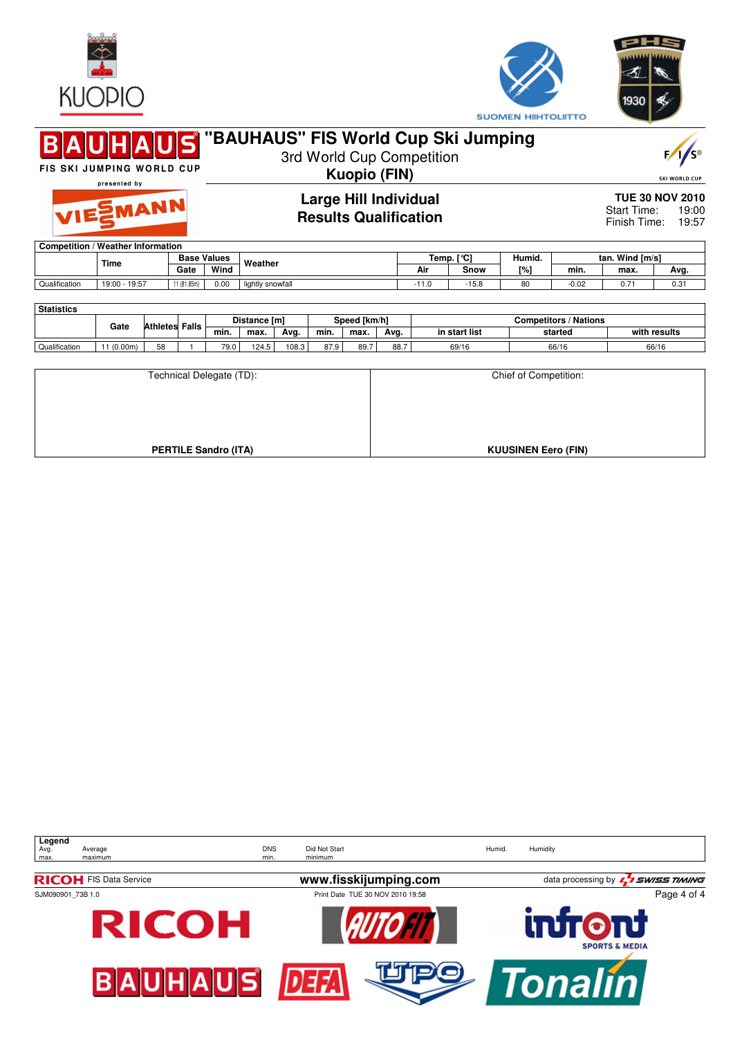# "BAUHAUS" FIS World Cup Ski Jumping

3rd World Cup Competition

**Kuopio (FIN)**

## Large Hill Individual
## Results Qualification

**TUE 30 NOV 2010**
Start Time: 19:00
Finish Time: 19:57

**Competition / Weather Information**

| | Time | Base Values | | Weather | Temp. [°C] | | Humid. | tan. Wind [m/s] | | |
|---|---|---|---|---|---|---|---|---|---|---|
| | | Gate | Wind | | Air | Snow | [%] | min. | max. | Avg. |
| Qualification | 19:00 - 19:57 | 11 (81.85m) | 0.00 | lightly snowfall | -11.0 | -15.8 | 80 | -0.02 | 0.71 | 0.31 |

**Statistics**

| | Gate | Athletes | Falls | Distance [m] | | | Speed [km/h] | | | Competitors / Nations | | |
|---|---|---|---|---|---|---|---|---|---|---|---|---|
| | | | | min. | max. | Avg. | min. | max. | Avg. | in start list | started | with results |
| Qualification | 11 (0.00m) | 58 | 1 | 79.0 | 124.5 | 108.3 | 87.9 | 89.7 | 88.7 | 69/16 | 66/16 | 66/16 |

| Technical Delegate (TD): | Chief of Competition: |
|---|---|
| **PERTILE Sandro (ITA)** | **KUUSINEN Eero (FIN)** |

**Legend**

| | | | | | |
|---|---|---|---|---|---|
| Avg. | Average | DNS | Did Not Start | Humid. | Humidity |
| max. | maximum | min. | minimum | | |

RICOH FIS Data Service — www.fisskijumping.com — data processing by SWISS TIMING

SJM090901_73B 1.0 — Print Date TUE 30 NOV 2010 19:58